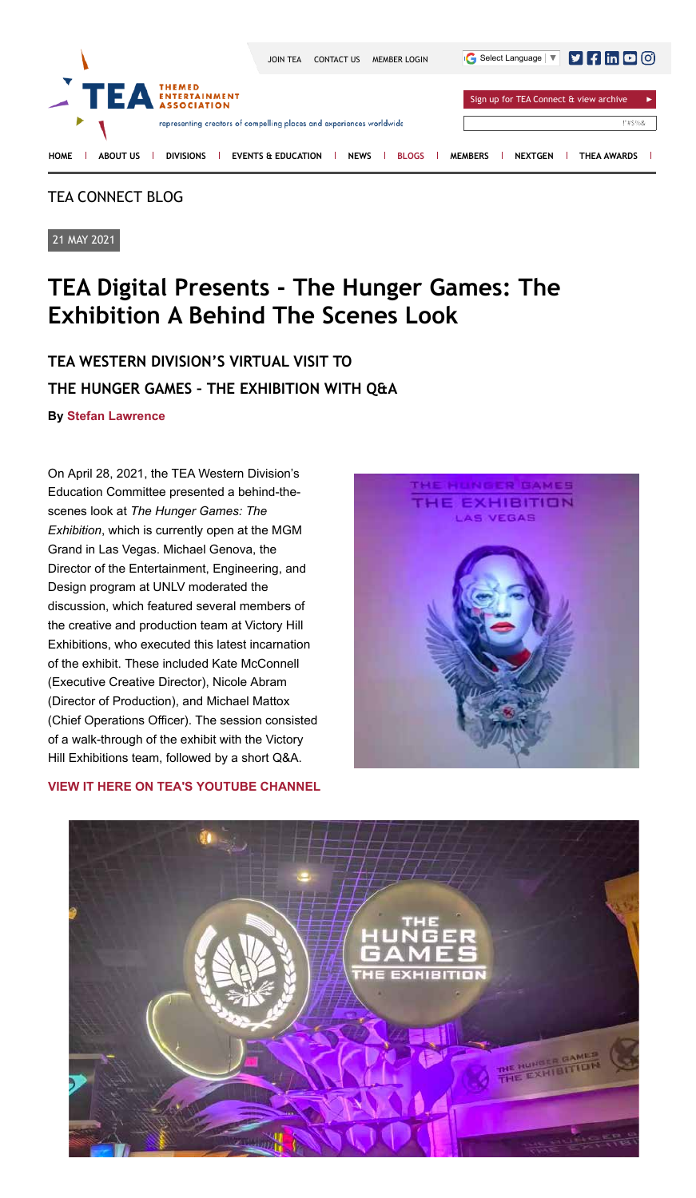TEA CONNECT BLOG

21 MAY 2021

# TEA Digital Presents - The Hunger Games: The Exhibition A Behind The Scenes Look

## TEA WESTERN DIVISION'S VIRTUAL VISIT TO THE HUNGER GAMES - THE EXHIBITION WITH Q&A

**By Stefan Lawrence**

On April 28, 2021, the TEA Western Division's Education Committee presented a behind-the-scenes look at *The Hunger Games: The Exhibition*, which is currently open at the MGM Grand in Las Vegas. Michael Genova, the Director of the Entertainment, Engineering, and Design program at UNLV moderated the discussion, which featured several members of the creative and production team at Victory Hill Exhibitions, who executed this latest incarnation of the exhibit. These included Kate McConnell (Executive Creative Director), Nicole Abram (Director of Production), and Michael Mattox (Chief Operations Officer). The session consisted of a walk-through of the exhibit with the Victory Hill Exhibitions team, followed by a short Q&A.

**VIEW IT HERE ON TEA'S YOUTUBE CHANNEL**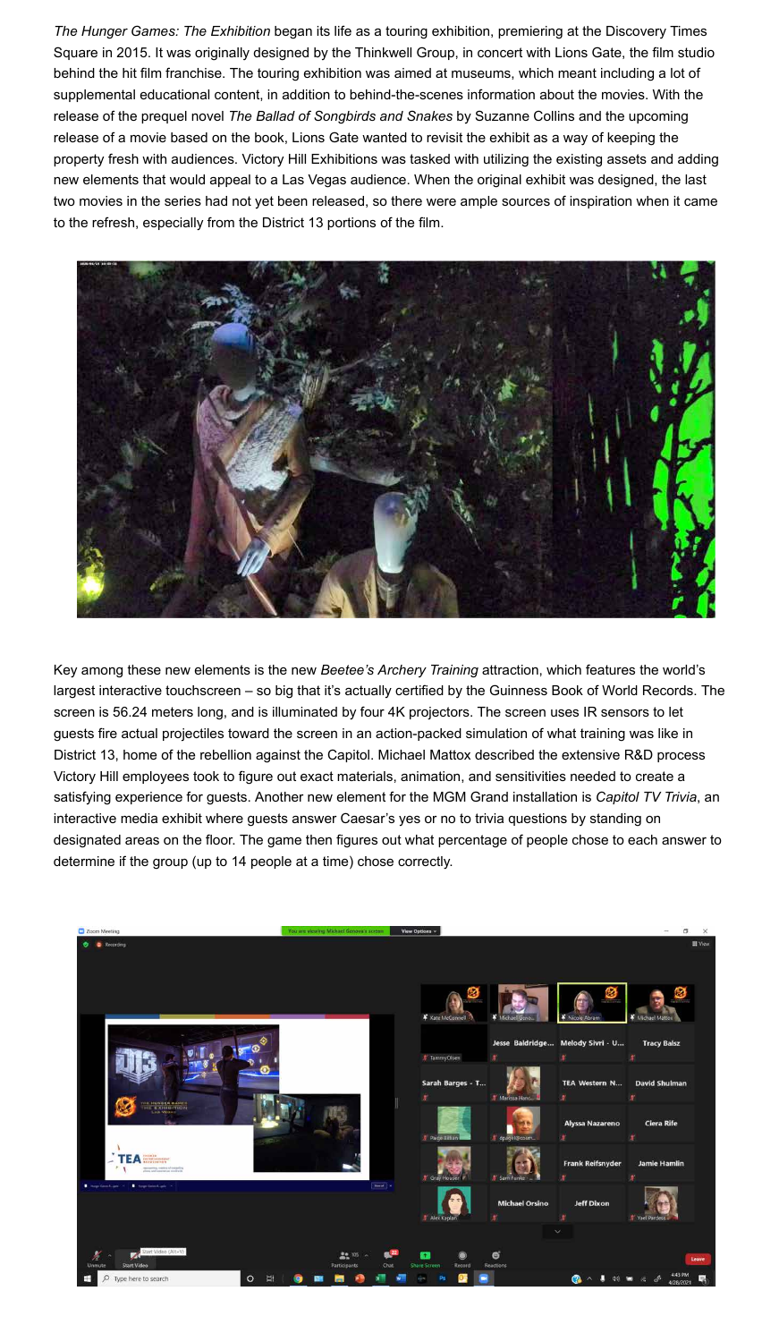*The Hunger Games: The Exhibition* began its life as a touring exhibition, premiering at the Discovery Times Square in 2015. It was originally designed by the Thinkwell Group, in concert with Lions Gate, the film studio behind the hit film franchise. The touring exhibition was aimed at museums, which meant including a lot of supplemental educational content, in addition to behind-the-scenes information about the movies. With the release of the prequel novel *The Ballad of Songbirds and Snakes* by Suzanne Collins and the upcoming release of a movie based on the book, Lions Gate wanted to revisit the exhibit as a way of keeping the property fresh with audiences. Victory Hill Exhibitions was tasked with utilizing the existing assets and adding new elements that would appeal to a Las Vegas audience. When the original exhibit was designed, the last two movies in the series had not yet been released, so there were ample sources of inspiration when it came to the refresh, especially from the District 13 portions of the film.

Key among these new elements is the new *Beetee's Archery Training* attraction, which features the world's largest interactive touchscreen – so big that it's actually certified by the Guinness Book of World Records. The screen is 56.24 meters long, and is illuminated by four 4K projectors. The screen uses IR sensors to let guests fire actual projectiles toward the screen in an action-packed simulation of what training was like in District 13, home of the rebellion against the Capitol. Michael Mattox described the extensive R&D process Victory Hill employees took to figure out exact materials, animation, and sensitivities needed to create a satisfying experience for guests. Another new element for the MGM Grand installation is *Capitol TV Trivia*, an interactive media exhibit where guests answer Caesar's yes or no to trivia questions by standing on designated areas on the floor. The game then figures out what percentage of people chose to each answer to determine if the group (up to 14 people at a time) chose correctly.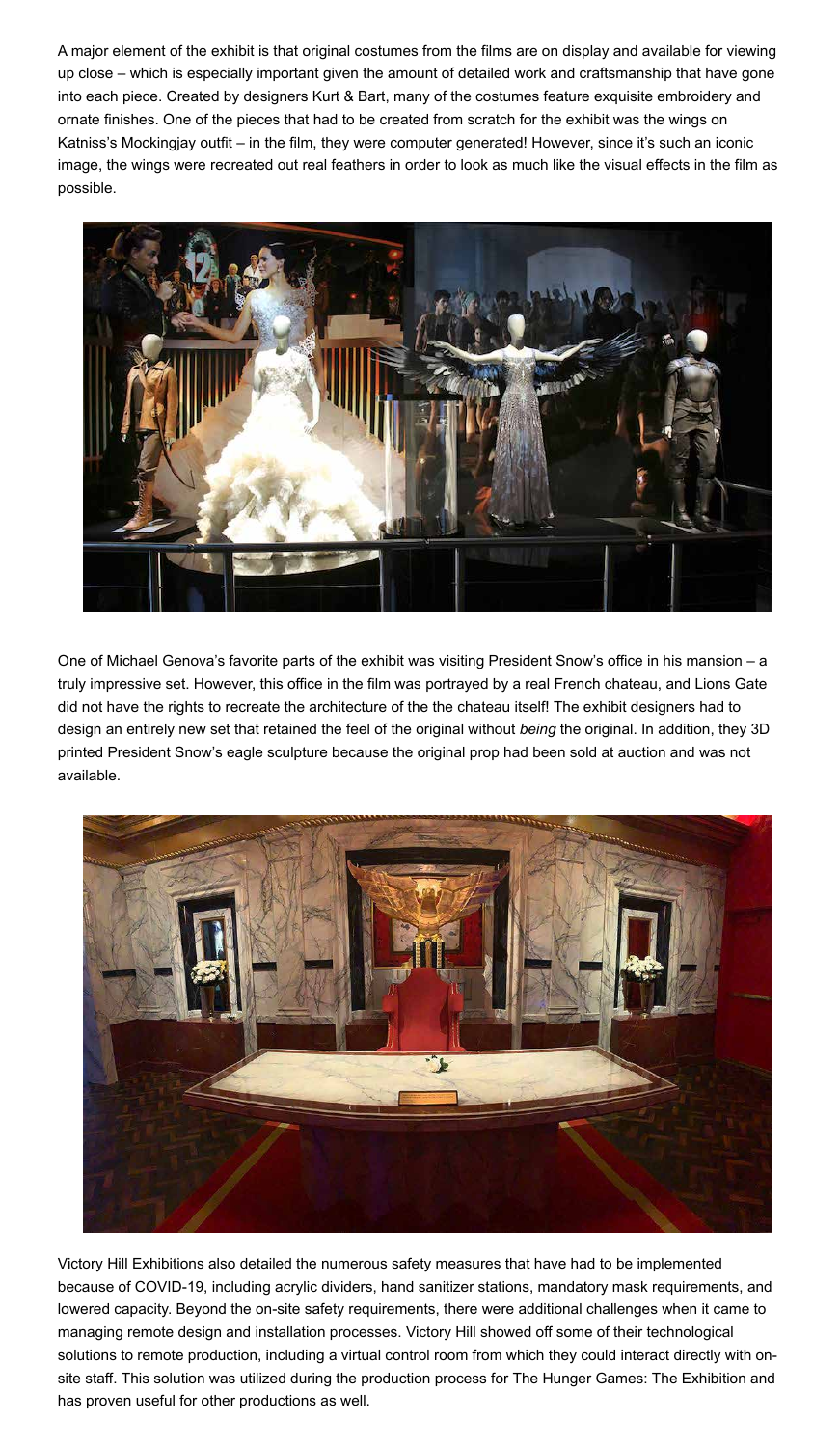A major element of the exhibit is that original costumes from the films are on display and available for viewing up close – which is especially important given the amount of detailed work and craftsmanship that have gone into each piece. Created by designers Kurt & Bart, many of the costumes feature exquisite embroidery and ornate finishes. One of the pieces that had to be created from scratch for the exhibit was the wings on Katniss's Mockingjay outfit – in the film, they were computer generated! However, since it's such an iconic image, the wings were recreated out real feathers in order to look as much like the visual effects in the film as possible.

One of Michael Genova's favorite parts of the exhibit was visiting President Snow's office in his mansion – a truly impressive set. However, this office in the film was portrayed by a real French chateau, and Lions Gate did not have the rights to recreate the architecture of the the chateau itself! The exhibit designers had to design an entirely new set that retained the feel of the original without *being* the original. In addition, they 3D printed President Snow's eagle sculpture because the original prop had been sold at auction and was not available.

Victory Hill Exhibitions also detailed the numerous safety measures that have had to be implemented because of COVID-19, including acrylic dividers, hand sanitizer stations, mandatory mask requirements, and lowered capacity. Beyond the on-site safety requirements, there were additional challenges when it came to managing remote design and installation processes. Victory Hill showed off some of their technological solutions to remote production, including a virtual control room from which they could interact directly with on-site staff. This solution was utilized during the production process for The Hunger Games: The Exhibition and has proven useful for other productions as well.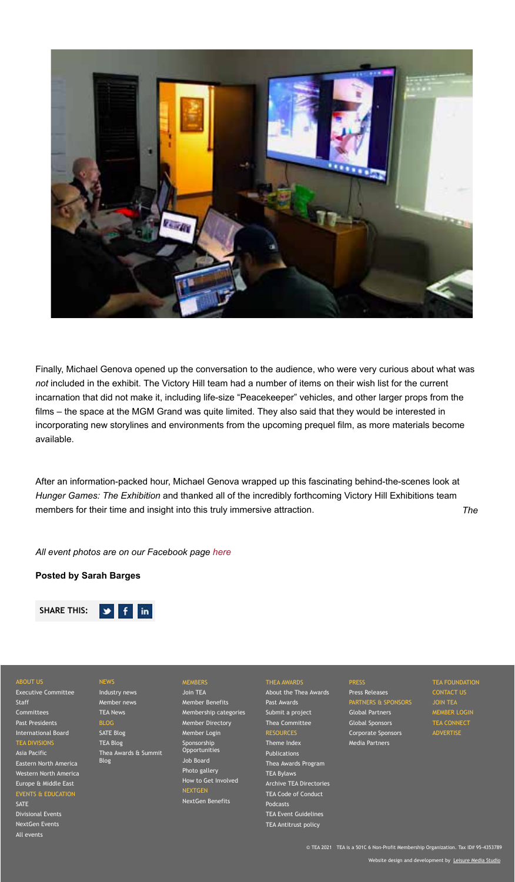Finally, Michael Genova opened up the conversation to the audience, who were very curious about what was *not* included in the exhibit. The Victory Hill team had a number of items on their wish list for the current incarnation that did not make it, including life-size "Peacekeeper" vehicles, and other larger props from the films – the space at the MGM Grand was quite limited. They also said that they would be interested in incorporating new storylines and environments from the upcoming prequel film, as more materials become available.

After an information-packed hour, Michael Genova wrapped up this fascinating behind-the-scenes look at *Hunger Games: The Exhibition* and thanked all of the incredibly forthcoming Victory Hill Exhibitions team members for their time and insight into this truly immersive attraction. *The*

*All event photos are on our Facebook page here*

**Posted by Sarah Barges**

**SHARE THIS:**

ABOUT US
Executive Committee
Staff
Committees
Past Presidents
International Board

TEA DIVISIONS
Asia Pacific
Eastern North America
Western North America
Europe & Middle East

EVENTS & EDUCATION
SATE
Divisional Events
NextGen Events
All events

NEWS
Industry news
Member news
TEA News

BLOG
SATE Blog
TEA Blog
Thea Awards & Summit Blog

MEMBERS
Join TEA
Member Benefits
Membership categories
Member Directory
Member Login
Sponsorship Opportunities
Job Board
Photo gallery
How to Get Involved

NEXTGEN
NextGen Benefits

THEA AWARDS
About the Thea Awards
Past Awards
Submit a project
Thea Committee

RESOURCES
Theme Index
Publications
Thea Awards Program
TEA Bylaws
Archive TEA Directories
TEA Code of Conduct
Podcasts
TEA Event Guidelines
TEA Antitrust policy

PRESS
Press Releases

PARTNERS & SPONSORS
Global Partners
Global Sponsors
Corporate Sponsors
Media Partners

TEA FOUNDATION
CONTACT US
JOIN TEA
MEMBER LOGIN
TEA CONNECT
ADVERTISE

© TEA 2021 TEA is a 501C 6 Non-Profit Membership Organization. Tax ID# 95-4353789

Website design and development by Leisure Media Studio